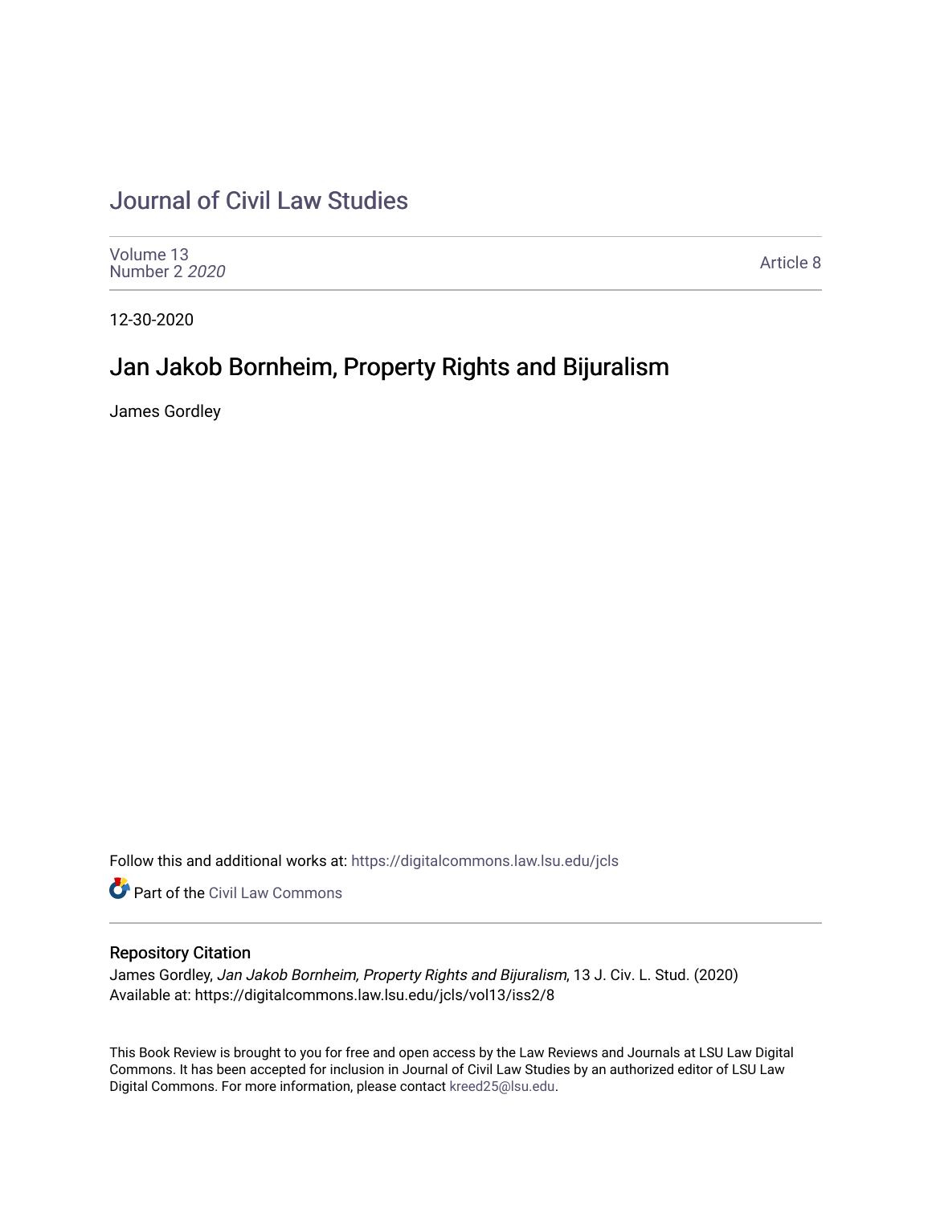# Journal of Civil Law Studies

Volume 13
Number 2 *2020*

Article 8

12-30-2020

## Jan Jakob Bornheim, Property Rights and Bijuralism

James Gordley

Follow this and additional works at: https://digitalcommons.law.lsu.edu/jcls

Part of the Civil Law Commons

### Repository Citation

James Gordley, *Jan Jakob Bornheim, Property Rights and Bijuralism*, 13 J. Civ. L. Stud. (2020)
Available at: https://digitalcommons.law.lsu.edu/jcls/vol13/iss2/8

This Book Review is brought to you for free and open access by the Law Reviews and Journals at LSU Law Digital Commons. It has been accepted for inclusion in Journal of Civil Law Studies by an authorized editor of LSU Law Digital Commons. For more information, please contact kreed25@lsu.edu.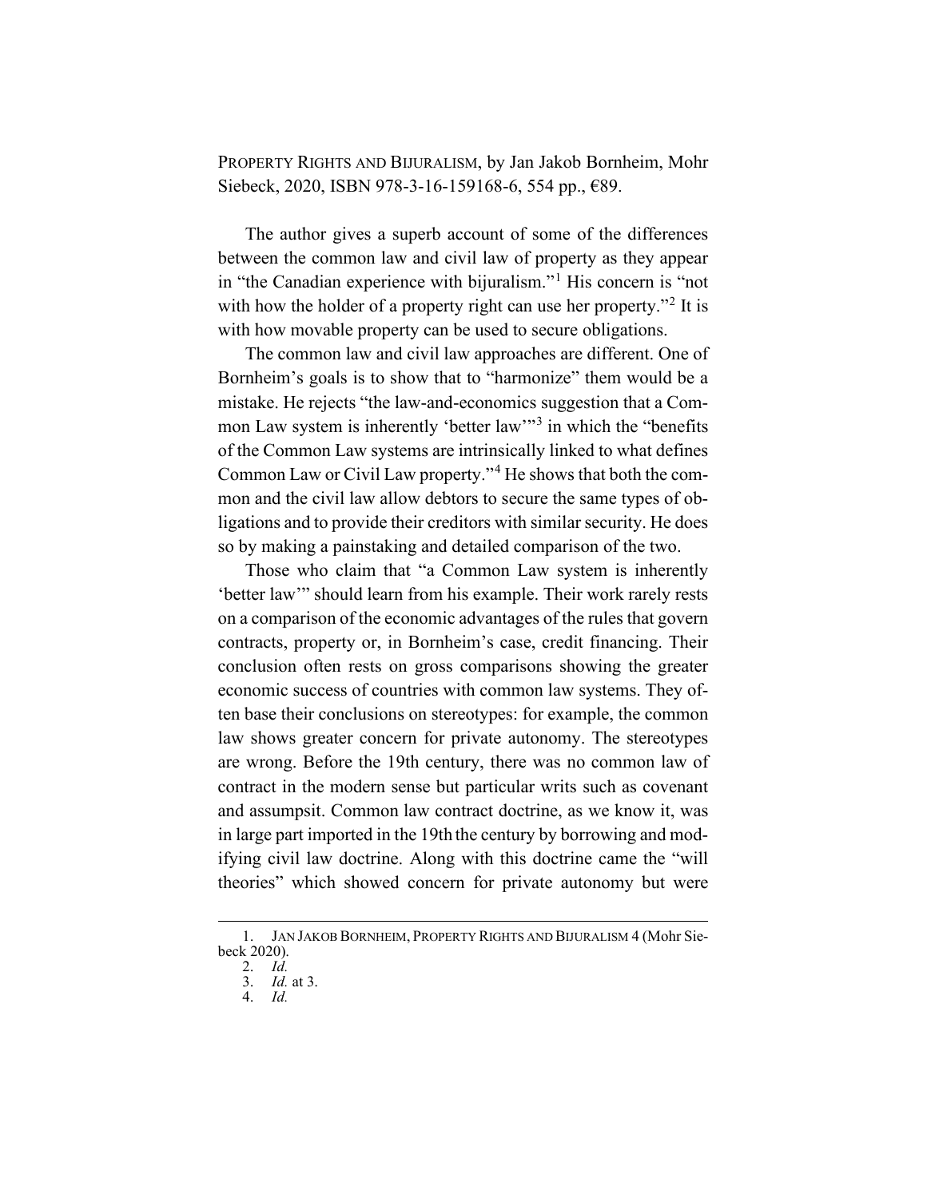PROPERTY RIGHTS AND BIJURALISM, by Jan Jakob Bornheim, Mohr Siebeck, 2020, ISBN 978-3-16-159168-6, 554 pp., €89.

The author gives a superb account of some of the differences between the common law and civil law of property as they appear in "the Canadian experience with bijuralism."[1] His concern is "not with how the holder of a property right can use her property."[2] It is with how movable property can be used to secure obligations.

The common law and civil law approaches are different. One of Bornheim's goals is to show that to "harmonize" them would be a mistake. He rejects "the law-and-economics suggestion that a Common Law system is inherently 'better law'"[3] in which the "benefits of the Common Law systems are intrinsically linked to what defines Common Law or Civil Law property."[4] He shows that both the common and the civil law allow debtors to secure the same types of obligations and to provide their creditors with similar security. He does so by making a painstaking and detailed comparison of the two.

Those who claim that "a Common Law system is inherently 'better law'" should learn from his example. Their work rarely rests on a comparison of the economic advantages of the rules that govern contracts, property or, in Bornheim's case, credit financing. Their conclusion often rests on gross comparisons showing the greater economic success of countries with common law systems. They often base their conclusions on stereotypes: for example, the common law shows greater concern for private autonomy. The stereotypes are wrong. Before the 19th century, there was no common law of contract in the modern sense but particular writs such as covenant and assumpsit. Common law contract doctrine, as we know it, was in large part imported in the 19th the century by borrowing and modifying civil law doctrine. Along with this doctrine came the "will theories" which showed concern for private autonomy but were

---

1. JAN JAKOB BORNHEIM, PROPERTY RIGHTS AND BIJURALISM 4 (Mohr Siebeck 2020).
2. *Id.*
3. *Id.* at 3.
4. *Id.*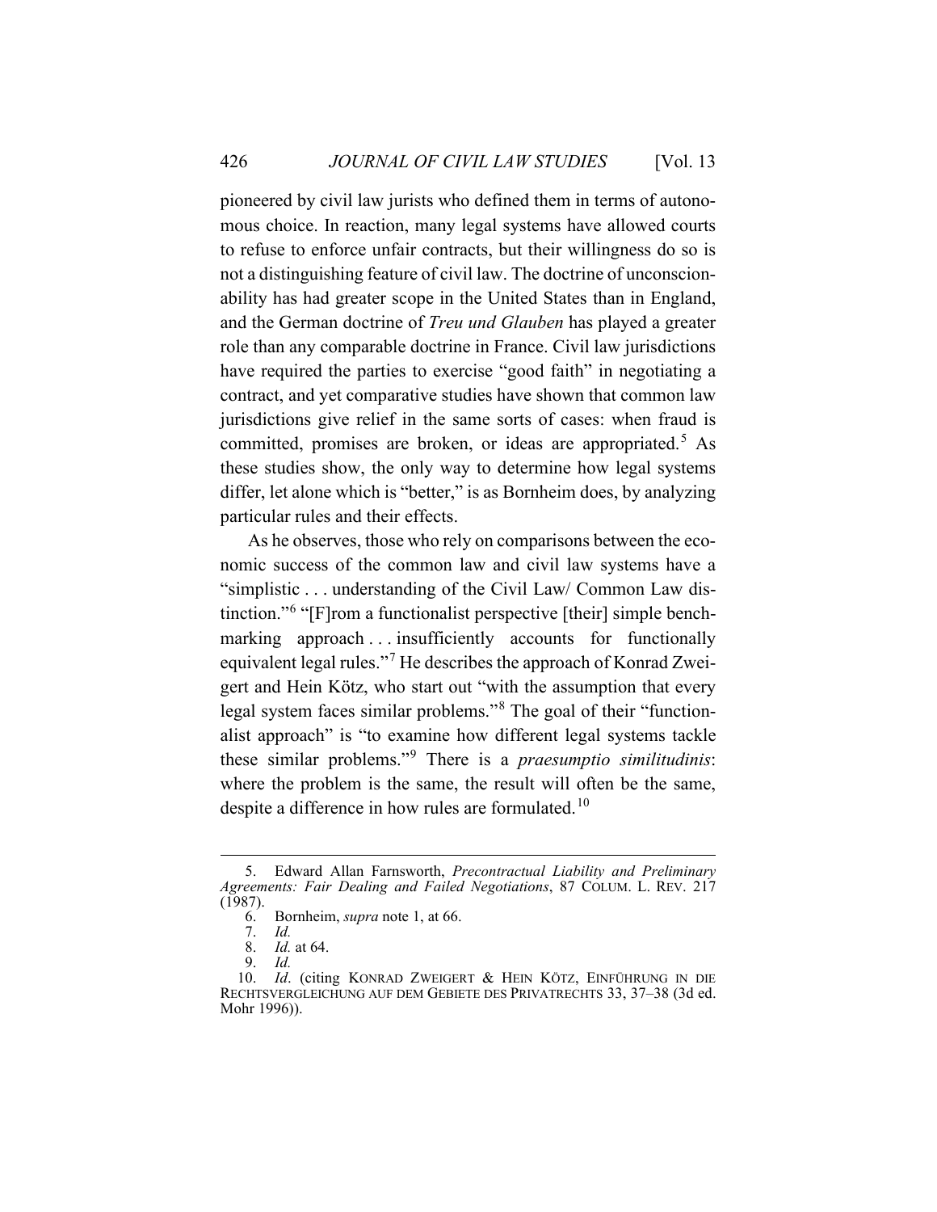pioneered by civil law jurists who defined them in terms of autonomous choice. In reaction, many legal systems have allowed courts to refuse to enforce unfair contracts, but their willingness do so is not a distinguishing feature of civil law. The doctrine of unconscionability has had greater scope in the United States than in England, and the German doctrine of *Treu und Glauben* has played a greater role than any comparable doctrine in France. Civil law jurisdictions have required the parties to exercise "good faith" in negotiating a contract, and yet comparative studies have shown that common law jurisdictions give relief in the same sorts of cases: when fraud is committed, promises are broken, or ideas are appropriated.[5] As these studies show, the only way to determine how legal systems differ, let alone which is "better," is as Bornheim does, by analyzing particular rules and their effects.

As he observes, those who rely on comparisons between the economic success of the common law and civil law systems have a "simplistic . . . understanding of the Civil Law/ Common Law distinction."[6] "[F]rom a functionalist perspective [their] simple benchmarking approach . . . insufficiently accounts for functionally equivalent legal rules."[7] He describes the approach of Konrad Zweigert and Hein Kötz, who start out "with the assumption that every legal system faces similar problems."[8] The goal of their "functionalist approach" is "to examine how different legal systems tackle these similar problems."[9] There is a *praesumptio similitudinis*: where the problem is the same, the result will often be the same, despite a difference in how rules are formulated.[10]

---

5. Edward Allan Farnsworth, *Precontractual Liability and Preliminary Agreements: Fair Dealing and Failed Negotiations*, 87 COLUM. L. REV. 217 (1987).
6. Bornheim, *supra* note 1, at 66.
7. *Id.*
8. *Id.* at 64.
9. *Id.*
10. *Id*. (citing KONRAD ZWEIGERT & HEIN KÖTZ, EINFÜHRUNG IN DIE RECHTSVERGLEICHUNG AUF DEM GEBIETE DES PRIVATRECHTS 33, 37–38 (3d ed. Mohr 1996)).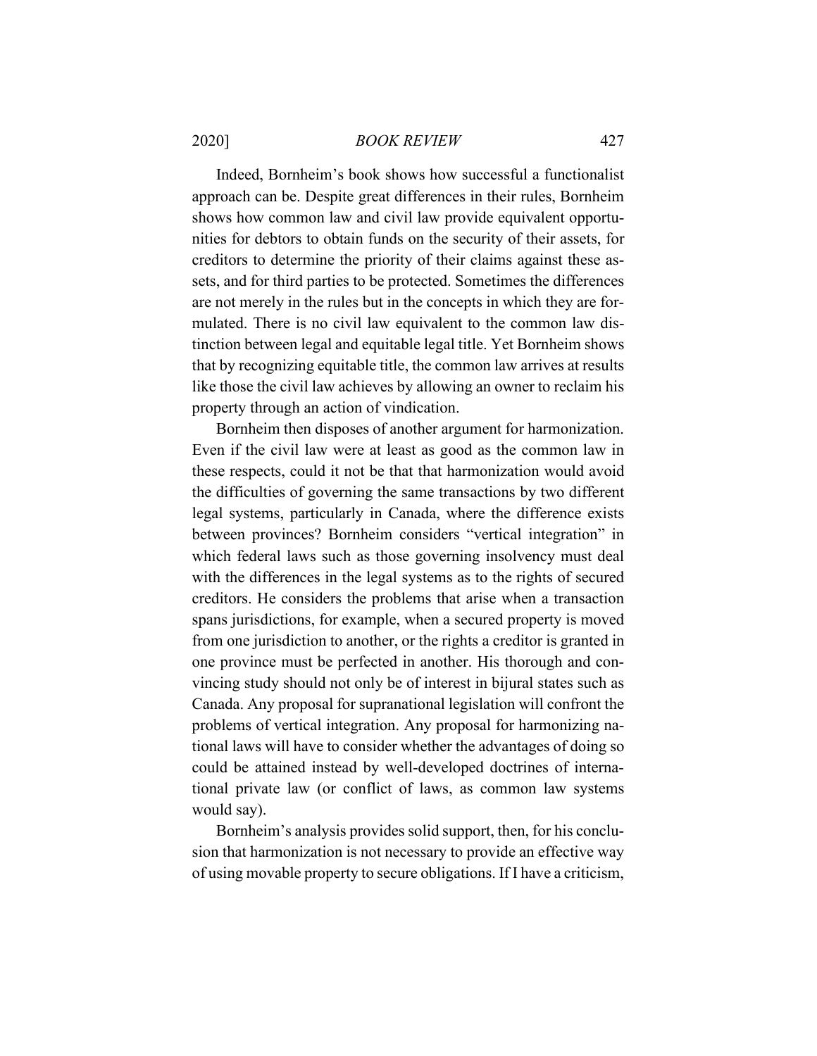Indeed, Bornheim's book shows how successful a functionalist approach can be. Despite great differences in their rules, Bornheim shows how common law and civil law provide equivalent opportunities for debtors to obtain funds on the security of their assets, for creditors to determine the priority of their claims against these assets, and for third parties to be protected. Sometimes the differences are not merely in the rules but in the concepts in which they are formulated. There is no civil law equivalent to the common law distinction between legal and equitable legal title. Yet Bornheim shows that by recognizing equitable title, the common law arrives at results like those the civil law achieves by allowing an owner to reclaim his property through an action of vindication.

Bornheim then disposes of another argument for harmonization. Even if the civil law were at least as good as the common law in these respects, could it not be that that harmonization would avoid the difficulties of governing the same transactions by two different legal systems, particularly in Canada, where the difference exists between provinces? Bornheim considers "vertical integration" in which federal laws such as those governing insolvency must deal with the differences in the legal systems as to the rights of secured creditors. He considers the problems that arise when a transaction spans jurisdictions, for example, when a secured property is moved from one jurisdiction to another, or the rights a creditor is granted in one province must be perfected in another. His thorough and convincing study should not only be of interest in bijural states such as Canada. Any proposal for supranational legislation will confront the problems of vertical integration. Any proposal for harmonizing national laws will have to consider whether the advantages of doing so could be attained instead by well-developed doctrines of international private law (or conflict of laws, as common law systems would say).

Bornheim's analysis provides solid support, then, for his conclusion that harmonization is not necessary to provide an effective way of using movable property to secure obligations. If I have a criticism,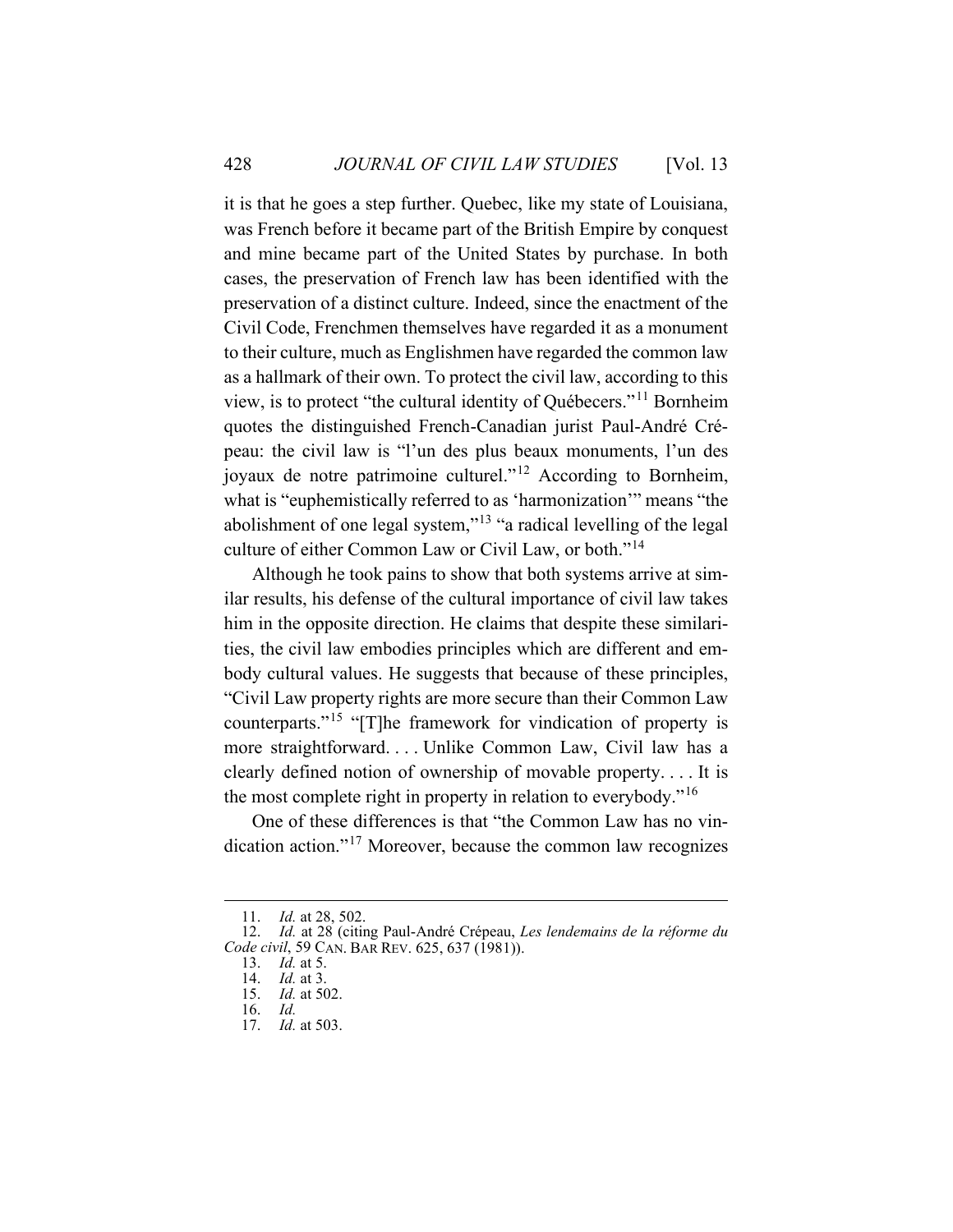it is that he goes a step further. Quebec, like my state of Louisiana, was French before it became part of the British Empire by conquest and mine became part of the United States by purchase. In both cases, the preservation of French law has been identified with the preservation of a distinct culture. Indeed, since the enactment of the Civil Code, Frenchmen themselves have regarded it as a monument to their culture, much as Englishmen have regarded the common law as a hallmark of their own. To protect the civil law, according to this view, is to protect "the cultural identity of Québecers."[11] Bornheim quotes the distinguished French-Canadian jurist Paul-André Crépeau: the civil law is "l'un des plus beaux monuments, l'un des joyaux de notre patrimoine culturel."[12] According to Bornheim, what is "euphemistically referred to as 'harmonization'" means "the abolishment of one legal system,"[13] "a radical levelling of the legal culture of either Common Law or Civil Law, or both."[14]

Although he took pains to show that both systems arrive at similar results, his defense of the cultural importance of civil law takes him in the opposite direction. He claims that despite these similarities, the civil law embodies principles which are different and embody cultural values. He suggests that because of these principles, "Civil Law property rights are more secure than their Common Law counterparts."[15] "[T]he framework for vindication of property is more straightforward. . . . Unlike Common Law, Civil law has a clearly defined notion of ownership of movable property. . . . It is the most complete right in property in relation to everybody."[16]

One of these differences is that "the Common Law has no vindication action."[17] Moreover, because the common law recognizes

---

11. *Id.* at 28, 502.
12. *Id.* at 28 (citing Paul-André Crépeau, *Les lendemains de la réforme du Code civil*, 59 CAN. BAR REV. 625, 637 (1981)).
13. *Id.* at 5.
14. *Id.* at 3.
15. *Id.* at 502.
16. *Id.*
17. *Id.* at 503.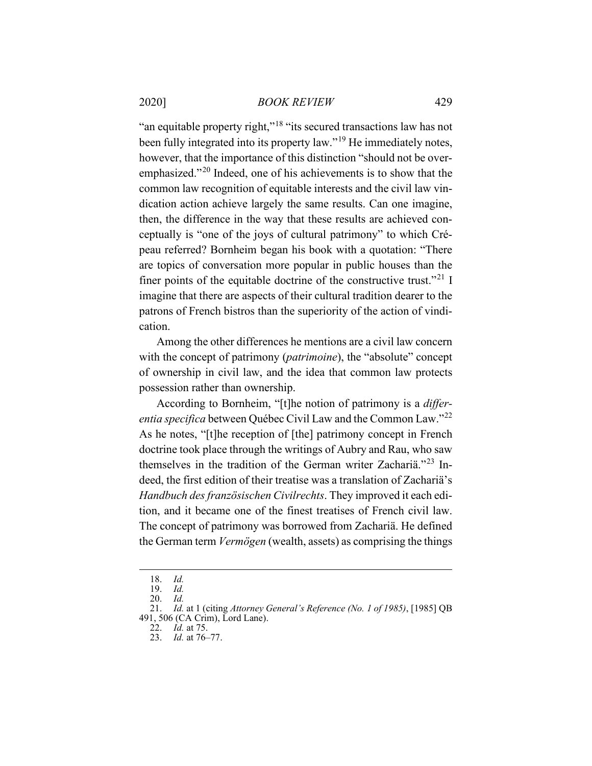"an equitable property right,"[18] "its secured transactions law has not been fully integrated into its property law."[19] He immediately notes, however, that the importance of this distinction "should not be overemphasized."[20] Indeed, one of his achievements is to show that the common law recognition of equitable interests and the civil law vindication action achieve largely the same results. Can one imagine, then, the difference in the way that these results are achieved conceptually is "one of the joys of cultural patrimony" to which Crépeau referred? Bornheim began his book with a quotation: "There are topics of conversation more popular in public houses than the finer points of the equitable doctrine of the constructive trust."[21] I imagine that there are aspects of their cultural tradition dearer to the patrons of French bistros than the superiority of the action of vindication.

Among the other differences he mentions are a civil law concern with the concept of patrimony (*patrimoine*), the "absolute" concept of ownership in civil law, and the idea that common law protects possession rather than ownership.

According to Bornheim, "[t]he notion of patrimony is a *differentia specifica* between Québec Civil Law and the Common Law."[22] As he notes, "[t]he reception of [the] patrimony concept in French doctrine took place through the writings of Aubry and Rau, who saw themselves in the tradition of the German writer Zachariä."[23] Indeed, the first edition of their treatise was a translation of Zachariä's *Handbuch des französischen Civilrechts*. They improved it each edition, and it became one of the finest treatises of French civil law. The concept of patrimony was borrowed from Zachariä. He defined the German term *Vermögen* (wealth, assets) as comprising the things

---

18. *Id.*
19. *Id.*
20. *Id.*
21. *Id.* at 1 (citing *Attorney General's Reference (No. 1 of 1985)*, [1985] QB 491, 506 (CA Crim), Lord Lane).
22. *Id.* at 75.
23. *Id.* at 76–77.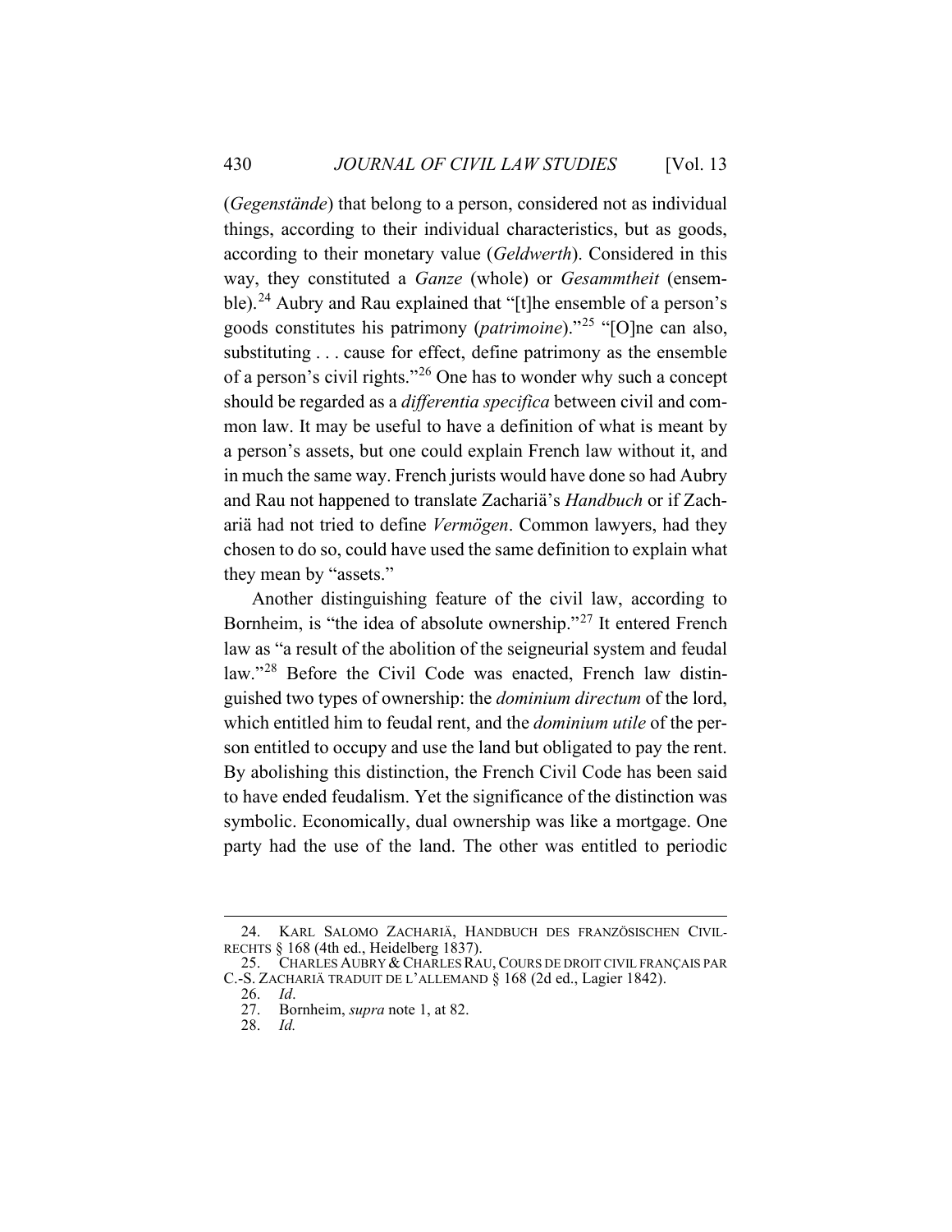(*Gegenstände*) that belong to a person, considered not as individual things, according to their individual characteristics, but as goods, according to their monetary value (*Geldwerth*). Considered in this way, they constituted a *Ganze* (whole) or *Gesammtheit* (ensemble).[24] Aubry and Rau explained that "[t]he ensemble of a person's goods constitutes his patrimony (*patrimoine*)."[25] "[O]ne can also, substituting . . . cause for effect, define patrimony as the ensemble of a person's civil rights."[26] One has to wonder why such a concept should be regarded as a *differentia specifica* between civil and common law. It may be useful to have a definition of what is meant by a person's assets, but one could explain French law without it, and in much the same way. French jurists would have done so had Aubry and Rau not happened to translate Zachariä's *Handbuch* or if Zachariä had not tried to define *Vermögen*. Common lawyers, had they chosen to do so, could have used the same definition to explain what they mean by "assets."

Another distinguishing feature of the civil law, according to Bornheim, is "the idea of absolute ownership."[27] It entered French law as "a result of the abolition of the seigneurial system and feudal law."[28] Before the Civil Code was enacted, French law distinguished two types of ownership: the *dominium directum* of the lord, which entitled him to feudal rent, and the *dominium utile* of the person entitled to occupy and use the land but obligated to pay the rent. By abolishing this distinction, the French Civil Code has been said to have ended feudalism. Yet the significance of the distinction was symbolic. Economically, dual ownership was like a mortgage. One party had the use of the land. The other was entitled to periodic

---

24. KARL SALOMO ZACHARIÄ, HANDBUCH DES FRANZÖSISCHEN CIVILRECHTS § 168 (4th ed., Heidelberg 1837).

25. CHARLES AUBRY & CHARLES RAU, COURS DE DROIT CIVIL FRANÇAIS PAR C.-S. ZACHARIÄ TRADUIT DE L'ALLEMAND § 168 (2d ed., Lagier 1842).

26. *Id*.

27. Bornheim, *supra* note 1, at 82.

28. *Id.*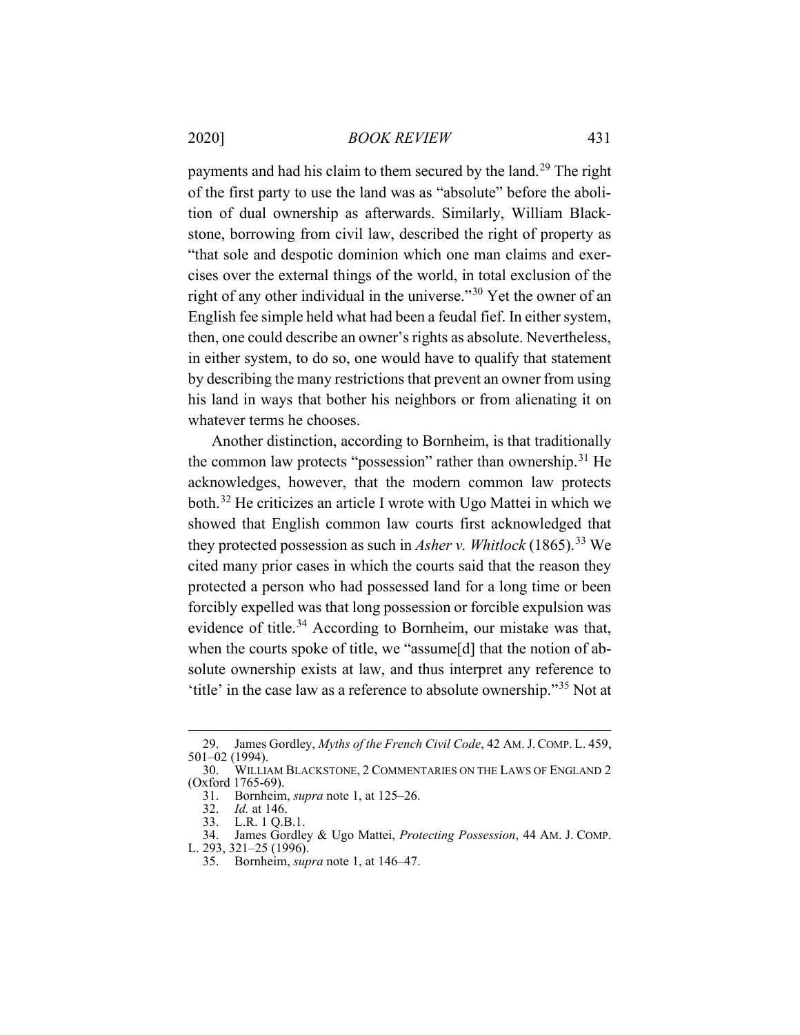payments and had his claim to them secured by the land.[29] The right of the first party to use the land was as "absolute" before the abolition of dual ownership as afterwards. Similarly, William Blackstone, borrowing from civil law, described the right of property as "that sole and despotic dominion which one man claims and exercises over the external things of the world, in total exclusion of the right of any other individual in the universe."[30] Yet the owner of an English fee simple held what had been a feudal fief. In either system, then, one could describe an owner's rights as absolute. Nevertheless, in either system, to do so, one would have to qualify that statement by describing the many restrictions that prevent an owner from using his land in ways that bother his neighbors or from alienating it on whatever terms he chooses.

Another distinction, according to Bornheim, is that traditionally the common law protects "possession" rather than ownership.[31] He acknowledges, however, that the modern common law protects both.[32] He criticizes an article I wrote with Ugo Mattei in which we showed that English common law courts first acknowledged that they protected possession as such in *Asher v. Whitlock* (1865).[33] We cited many prior cases in which the courts said that the reason they protected a person who had possessed land for a long time or been forcibly expelled was that long possession or forcible expulsion was evidence of title.[34] According to Bornheim, our mistake was that, when the courts spoke of title, we "assume[d] that the notion of absolute ownership exists at law, and thus interpret any reference to 'title' in the case law as a reference to absolute ownership."[35] Not at

---

29. James Gordley, *Myths of the French Civil Code*, 42 AM. J. COMP. L. 459, 501–02 (1994).

30. WILLIAM BLACKSTONE, 2 COMMENTARIES ON THE LAWS OF ENGLAND 2 (Oxford 1765-69).

31. Bornheim, *supra* note 1, at 125–26.

32. *Id.* at 146.

33. L.R. 1 Q.B.1.

34. James Gordley & Ugo Mattei, *Protecting Possession*, 44 AM. J. COMP. L. 293, 321–25 (1996).

35. Bornheim, *supra* note 1, at 146–47.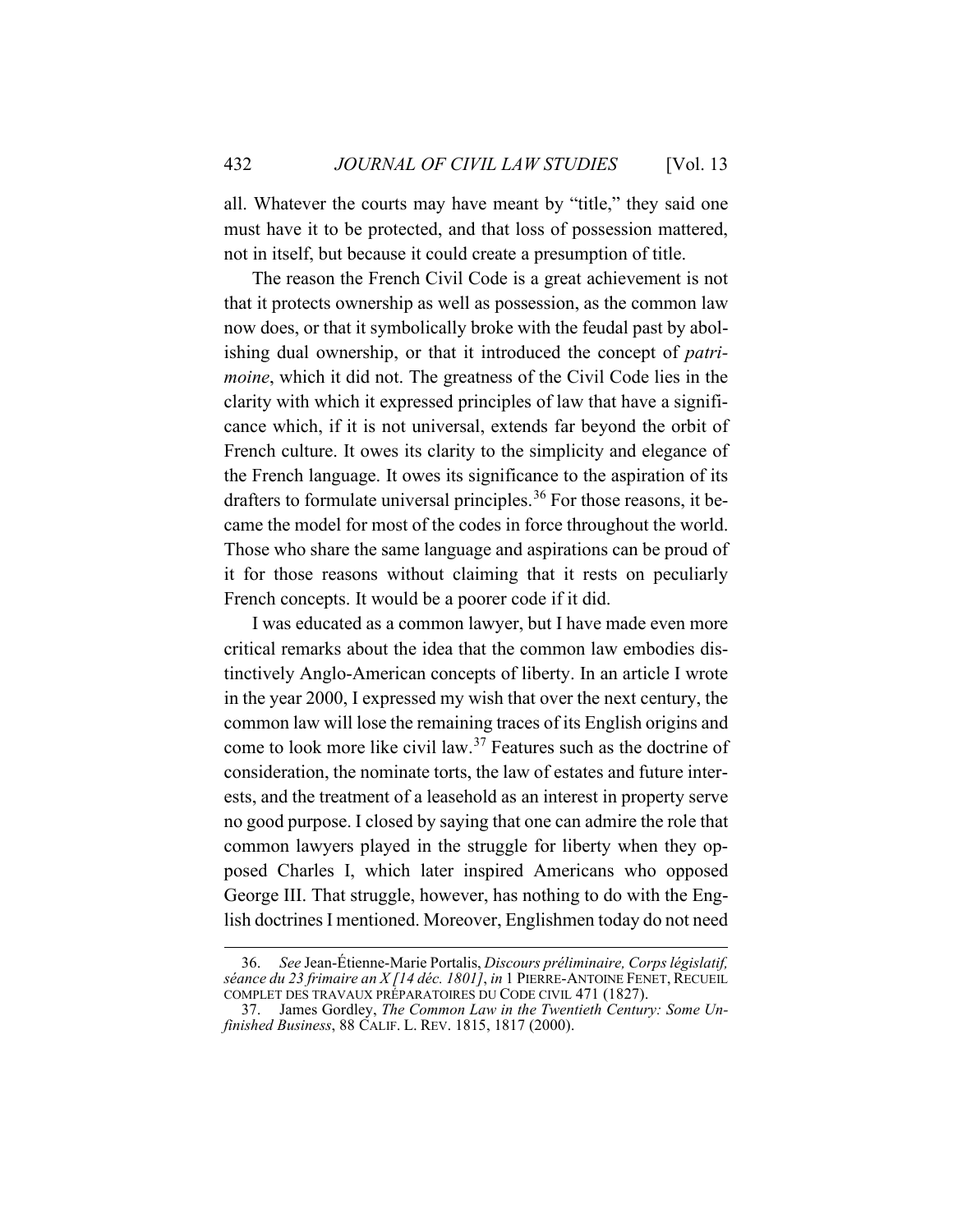all. Whatever the courts may have meant by "title," they said one must have it to be protected, and that loss of possession mattered, not in itself, but because it could create a presumption of title.

The reason the French Civil Code is a great achievement is not that it protects ownership as well as possession, as the common law now does, or that it symbolically broke with the feudal past by abolishing dual ownership, or that it introduced the concept of *patrimoine*, which it did not. The greatness of the Civil Code lies in the clarity with which it expressed principles of law that have a significance which, if it is not universal, extends far beyond the orbit of French culture. It owes its clarity to the simplicity and elegance of the French language. It owes its significance to the aspiration of its drafters to formulate universal principles.[36] For those reasons, it became the model for most of the codes in force throughout the world. Those who share the same language and aspirations can be proud of it for those reasons without claiming that it rests on peculiarly French concepts. It would be a poorer code if it did.

I was educated as a common lawyer, but I have made even more critical remarks about the idea that the common law embodies distinctively Anglo-American concepts of liberty. In an article I wrote in the year 2000, I expressed my wish that over the next century, the common law will lose the remaining traces of its English origins and come to look more like civil law.[37] Features such as the doctrine of consideration, the nominate torts, the law of estates and future interests, and the treatment of a leasehold as an interest in property serve no good purpose. I closed by saying that one can admire the role that common lawyers played in the struggle for liberty when they opposed Charles I, which later inspired Americans who opposed George III. That struggle, however, has nothing to do with the English doctrines I mentioned. Moreover, Englishmen today do not need

---

36. *See* Jean-Étienne-Marie Portalis, *Discours préliminaire, Corps législatif, séance du 23 frimaire an X [14 déc. 1801]*, *in* 1 PIERRE-ANTOINE FENET, RECUEIL COMPLET DES TRAVAUX PRÉPARATOIRES DU CODE CIVIL 471 (1827).

37. James Gordley, *The Common Law in the Twentieth Century: Some Unfinished Business*, 88 CALIF. L. REV. 1815, 1817 (2000).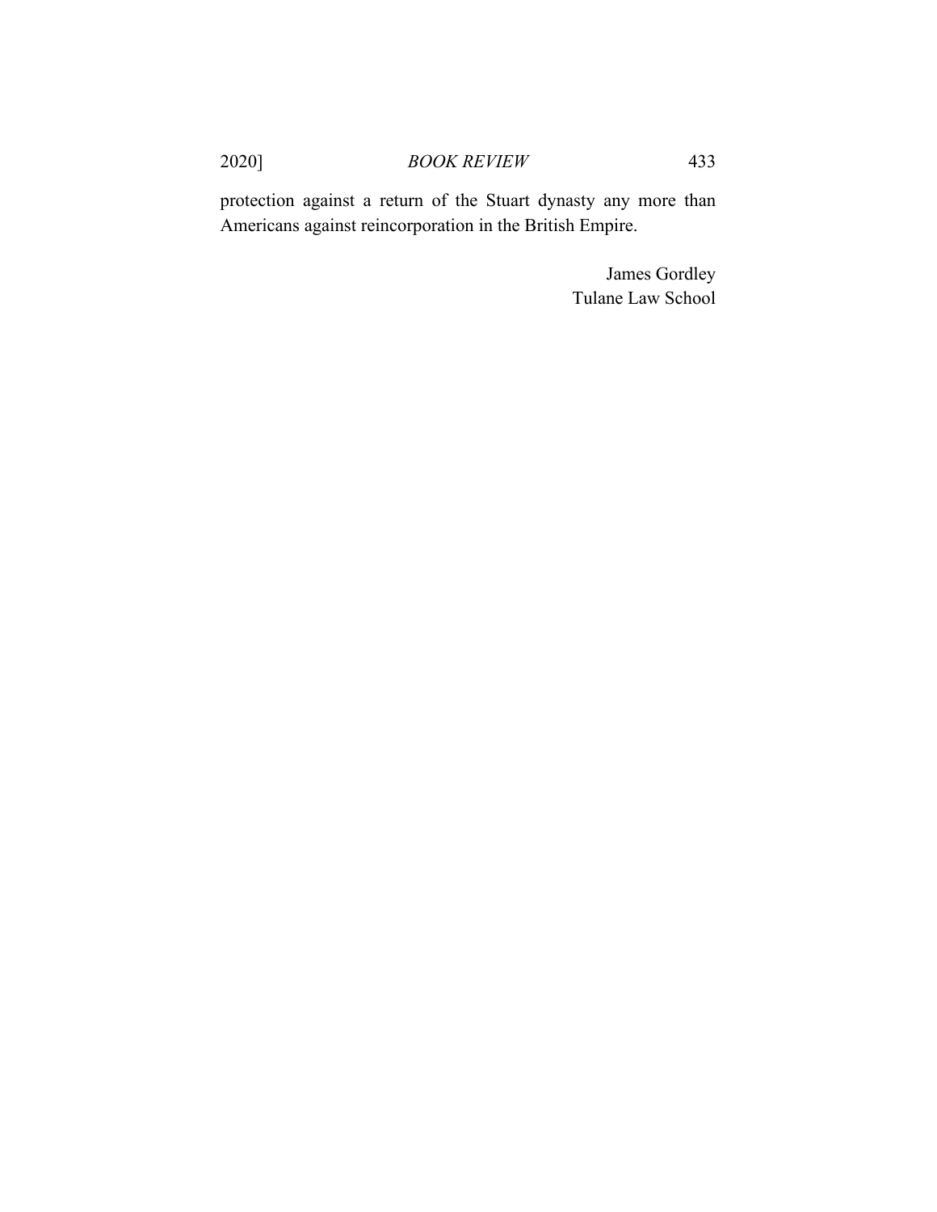protection against a return of the Stuart dynasty any more than Americans against reincorporation in the British Empire.

James Gordley
Tulane Law School